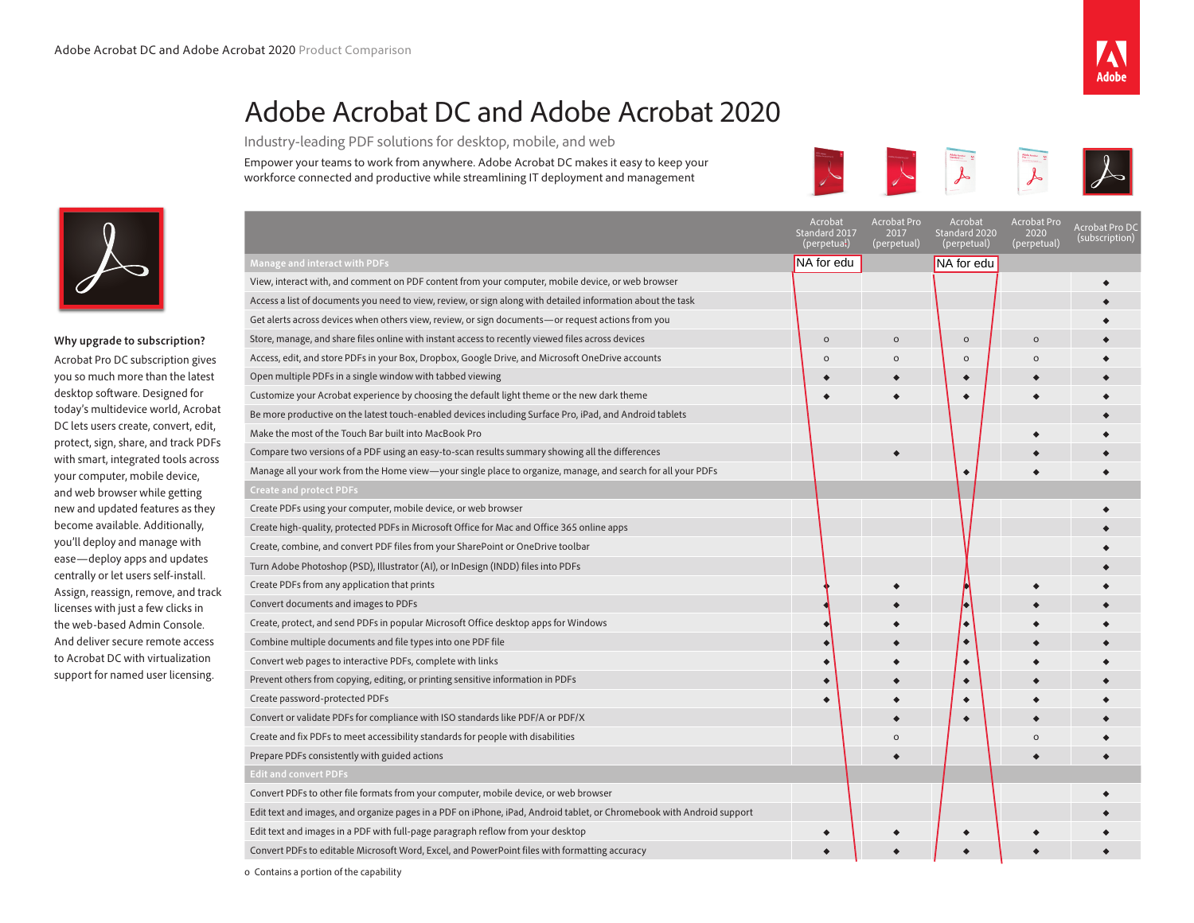# Adobe Acrobat DC and Adobe Acrobat 2020

Industry-leading PDF solutions for desktop, mobile, and web

Empower your teams to work from anywhere. Adobe Acrobat DC makes it easy to keep your workforce connected and productive while streamlining IT deployment and management

**Why upgrade to subscription?**

Acrobat Pro DC subscription gives you so much more than the latest desktop software. Designed for today's multidevice world, Acrobat DC lets users create, convert, edit, protect, sign, share, and track PDFs with smart, integrated tools across your computer, mobile device, and web browser while getting new and updated features as they become available. Additionally, you'll deploy and manage with ease—deploy apps and updates centrally or let users self-install. Assign, reassign, remove, and track licenses with just a few clicks in the web-based Admin Console. And deliver secure remote access to Acrobat DC with virtualization support for named user licensing.

| | Acrobat Standard 2017 (perpetual) | Acrobat Pro 2017 (perpetual) | Acrobat Standard 2020 (perpetual) | Acrobat Pro 2020 (perpetual) | Acrobat Pro DC (subscription) |
|---|---|---|---|---|---|
| **Manage and interact with PDFs** | NA for edu | | NA for edu | | |
| View, interact with, and comment on PDF content from your computer, mobile device, or web browser | | | | | ◆ |
| Access a list of documents you need to view, review, or sign along with detailed information about the task | | | | | ◆ |
| Get alerts across devices when others view, review, or sign documents—or request actions from you | | | | | ◆ |
| Store, manage, and share files online with instant access to recently viewed files across devices | o | o | o | o | ◆ |
| Access, edit, and store PDFs in your Box, Dropbox, Google Drive, and Microsoft OneDrive accounts | o | o | o | o | ◆ |
| Open multiple PDFs in a single window with tabbed viewing | ◆ | ◆ | ◆ | ◆ | ◆ |
| Customize your Acrobat experience by choosing the default light theme or the new dark theme | ◆ | ◆ | ◆ | ◆ | ◆ |
| Be more productive on the latest touch-enabled devices including Surface Pro, iPad, and Android tablets | | | | | ◆ |
| Make the most of the Touch Bar built into MacBook Pro | | | | ◆ | ◆ |
| Compare two versions of a PDF using an easy-to-scan results summary showing all the differences | | ◆ | | ◆ | ◆ |
| Manage all your work from the Home view—your single place to organize, manage, and search for all your PDFs | | | ◆ | ◆ | ◆ |
| **Create and protect PDFs** | | | | | |
| Create PDFs using your computer, mobile device, or web browser | | | | | ◆ |
| Create high-quality, protected PDFs in Microsoft Office for Mac and Office 365 online apps | | | | | ◆ |
| Create, combine, and convert PDF files from your SharePoint or OneDrive toolbar | | | | | ◆ |
| Turn Adobe Photoshop (PSD), Illustrator (AI), or InDesign (INDD) files into PDFs | | | | | ◆ |
| Create PDFs from any application that prints | ◆ | ◆ | ◆ | ◆ | ◆ |
| Convert documents and images to PDFs | ◆ | ◆ | ◆ | ◆ | ◆ |
| Create, protect, and send PDFs in popular Microsoft Office desktop apps for Windows | ◆ | ◆ | ◆ | ◆ | ◆ |
| Combine multiple documents and file types into one PDF file | ◆ | ◆ | ◆ | ◆ | ◆ |
| Convert web pages to interactive PDFs, complete with links | ◆ | ◆ | ◆ | ◆ | ◆ |
| Prevent others from copying, editing, or printing sensitive information in PDFs | ◆ | ◆ | ◆ | ◆ | ◆ |
| Create password-protected PDFs | ◆ | ◆ | ◆ | ◆ | ◆ |
| Convert or validate PDFs for compliance with ISO standards like PDF/A or PDF/X | | ◆ | ◆ | ◆ | ◆ |
| Create and fix PDFs to meet accessibility standards for people with disabilities | | o | | o | ◆ |
| Prepare PDFs consistently with guided actions | | ◆ | | ◆ | ◆ |
| **Edit and convert PDFs** | | | | | |
| Convert PDFs to other file formats from your computer, mobile device, or web browser | | | | | ◆ |
| Edit text and images, and organize pages in a PDF on iPhone, iPad, Android tablet, or Chromebook with Android support | | | | | ◆ |
| Edit text and images in a PDF with full-page paragraph reflow from your desktop | ◆ | ◆ | ◆ | ◆ | ◆ |
| Convert PDFs to editable Microsoft Word, Excel, and PowerPoint files with formatting accuracy | ◆ | ◆ | ◆ | ◆ | ◆ |

o Contains a portion of the capability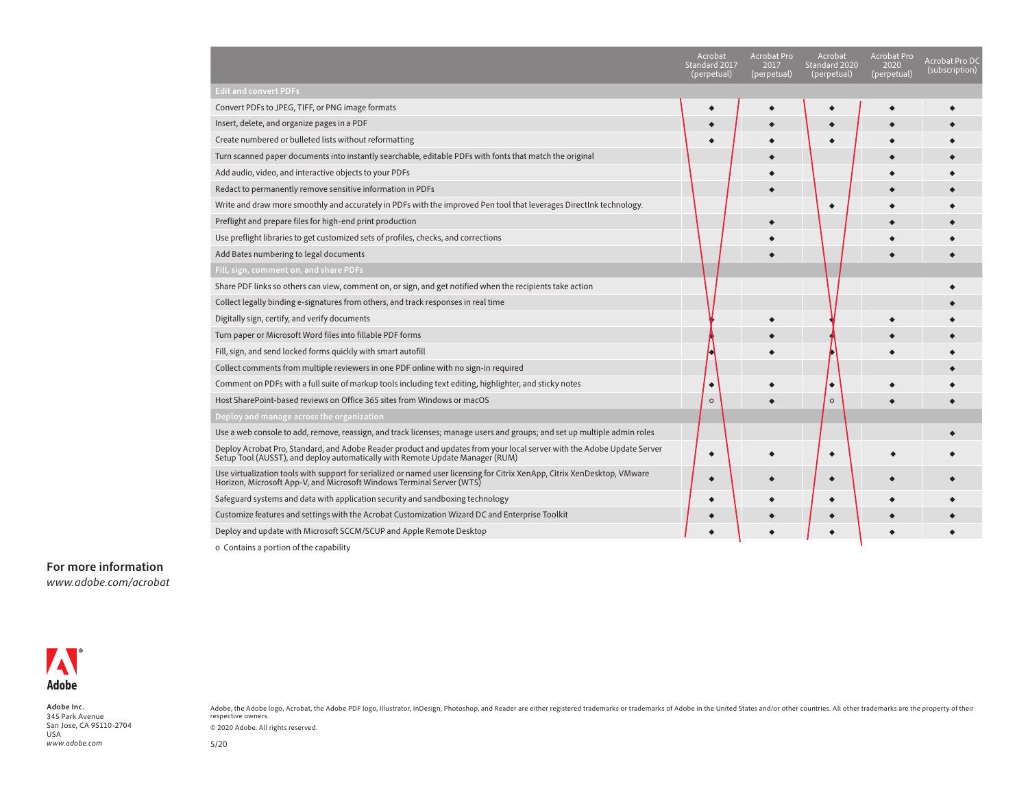| | Acrobat Standard 2017 (perpetual) | Acrobat Pro 2017 (perpetual) | Acrobat Standard 2020 (perpetual) | Acrobat Pro 2020 (perpetual) | Acrobat Pro DC (subscription) |
|---|---|---|---|---|---|
| **Edit and convert PDFs** | | | | | |
| Convert PDFs to JPEG, TIFF, or PNG image formats | ◆ | ◆ | ◆ | ◆ | ◆ |
| Insert, delete, and organize pages in a PDF | ◆ | ◆ | ◆ | ◆ | ◆ |
| Create numbered or bulleted lists without reformatting | ◆ | ◆ | ◆ | ◆ | ◆ |
| Turn scanned paper documents into instantly searchable, editable PDFs with fonts that match the original | | ◆ | | ◆ | ◆ |
| Add audio, video, and interactive objects to your PDFs | | ◆ | | ◆ | ◆ |
| Redact to permanently remove sensitive information in PDFs | | ◆ | | ◆ | ◆ |
| Write and draw more smoothly and accurately in PDFs with the improved Pen tool that leverages DirectInk technology. | | | ◆ | ◆ | ◆ |
| Preflight and prepare files for high-end print production | | ◆ | | ◆ | ◆ |
| Use preflight libraries to get customized sets of profiles, checks, and corrections | | ◆ | | ◆ | ◆ |
| Add Bates numbering to legal documents | | ◆ | | ◆ | ◆ |
| **Fill, sign, comment on, and share PDFs** | | | | | |
| Share PDF links so others can view, comment on, or sign, and get notified when the recipients take action | | | | | ◆ |
| Collect legally binding e-signatures from others, and track responses in real time | | | | | ◆ |
| Digitally sign, certify, and verify documents | ◆ | ◆ | ◆ | ◆ | ◆ |
| Turn paper or Microsoft Word files into fillable PDF forms | ◆ | ◆ | ◆ | ◆ | ◆ |
| Fill, sign, and send locked forms quickly with smart autofill | ◆ | ◆ | ◆ | ◆ | ◆ |
| Collect comments from multiple reviewers in one PDF online with no sign-in required | | | | | ◆ |
| Comment on PDFs with a full suite of markup tools including text editing, highlighter, and sticky notes | ◆ | ◆ | ◆ | ◆ | ◆ |
| Host SharePoint-based reviews on Office 365 sites from Windows or macOS | o | ◆ | o | ◆ | ◆ |
| **Deploy and manage across the organization** | | | | | |
| Use a web console to add, remove, reassign, and track licenses; manage users and groups; and set up multiple admin roles | | | | | ◆ |
| Deploy Acrobat Pro, Standard, and Adobe Reader product and updates from your local server with the Adobe Update Server Setup Tool (AUSST), and deploy automatically with Remote Update Manager (RUM) | ◆ | ◆ | ◆ | ◆ | ◆ |
| Use virtualization tools with support for serialized or named user licensing for Citrix XenApp, Citrix XenDesktop, VMware Horizon, Microsoft App-V, and Microsoft Windows Terminal Server (WTS) | ◆ | ◆ | ◆ | ◆ | ◆ |
| Safeguard systems and data with application security and sandboxing technology | ◆ | ◆ | ◆ | ◆ | ◆ |
| Customize features and settings with the Acrobat Customization Wizard DC and Enterprise Toolkit | ◆ | ◆ | ◆ | ◆ | ◆ |
| Deploy and update with Microsoft SCCM/SCUP and Apple Remote Desktop | ◆ | ◆ | ◆ | ◆ | ◆ |

o Contains a portion of the capability

## For more information

*www.adobe.com/acrobat*

Adobe

**Adobe Inc.**
345 Park Avenue
San Jose, CA 95110-2704
USA
*www.adobe.com*

Adobe, the Adobe logo, Acrobat, the Adobe PDF logo, Illustrator, InDesign, Photoshop, and Reader are either registered trademarks or trademarks of Adobe in the United States and/or other countries. All other trademarks are the property of their respective owners.

© 2020 Adobe. All rights reserved.

5/20